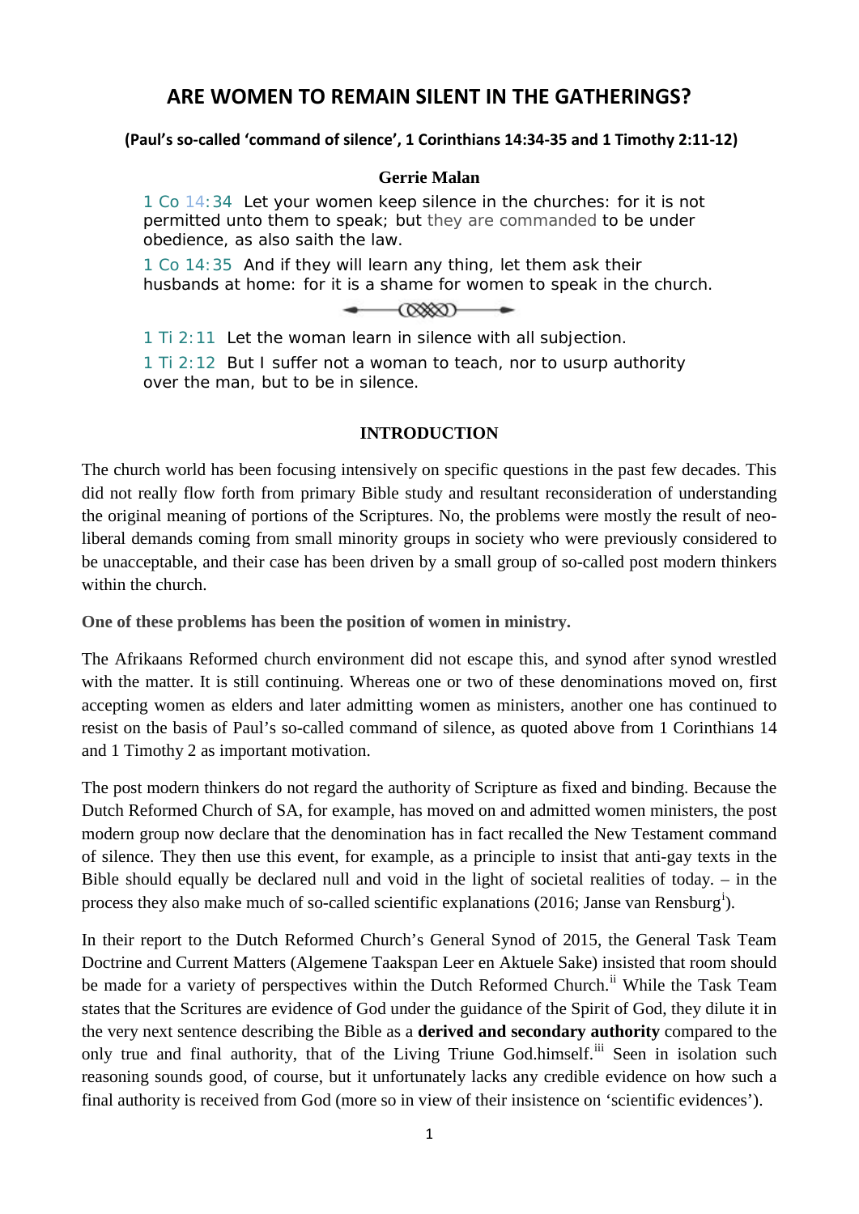# ARE WOMEN TO REMAIN SILENT IN THE GATHERINGS?

**(Paul's so-called 'command of silence', 1 Corinthians 14:34-35 and 1 Timothy 2:11-12)**

**Gerrie Malan**

1 Co 14:34 Let your women keep silence in the churches: for it is not permitted unto them to speak; but they are commanded to be under obedience, as also saith the law.

1 Co 14:35 And if they will learn any thing, let them ask their husbands at home: for it is a shame for women to speak in the church.

1 Ti 2:11 Let the woman learn in silence with all subjection.

1 Ti 2:12 But I suffer not a woman to teach, nor to usurp authority over the man, but to be in silence.

## INTRODUCTION

The church world has been focusing intensively on specific questions in the past few decades. This did not really flow forth from primary Bible study and resultant reconsideration of understanding the original meaning of portions of the Scriptures. No, the problems were mostly the result of neo-liberal demands coming from small minority groups in society who were previously considered to be unacceptable, and their case has been driven by a small group of so-called post modern thinkers within the church.

**One of these problems has been the position of women in ministry.**

The Afrikaans Reformed church environment did not escape this, and synod after synod wrestled with the matter. It is still continuing. Whereas one or two of these denominations moved on, first accepting women as elders and later admitting women as ministers, another one has continued to resist on the basis of Paul's so-called command of silence, as quoted above from 1 Corinthians 14 and 1 Timothy 2 as important motivation.

The post modern thinkers do not regard the authority of Scripture as fixed and binding. Because the Dutch Reformed Church of SA, for example, has moved on and admitted women ministers, the post modern group now declare that the denomination has in fact recalled the New Testament command of silence. They then use this event, for example, as a principle to insist that anti-gay texts in the Bible should equally be declared null and void in the light of societal realities of today. – in the process they also make much of so-called scientific explanations (2016; Janse van Rensburg[i]).

In their report to the Dutch Reformed Church's General Synod of 2015, the General Task Team Doctrine and Current Matters (Algemene Taakspan Leer en Aktuele Sake) insisted that room should be made for a variety of perspectives within the Dutch Reformed Church.[ii] While the Task Team states that the Scritures are evidence of God under the guidance of the Spirit of God, they dilute it in the very next sentence describing the Bible as a **derived and secondary authority** compared to the only true and final authority, that of the Living Triune God.himself.[iii] Seen in isolation such reasoning sounds good, of course, but it unfortunately lacks any credible evidence on how such a final authority is received from God (more so in view of their insistence on 'scientific evidences').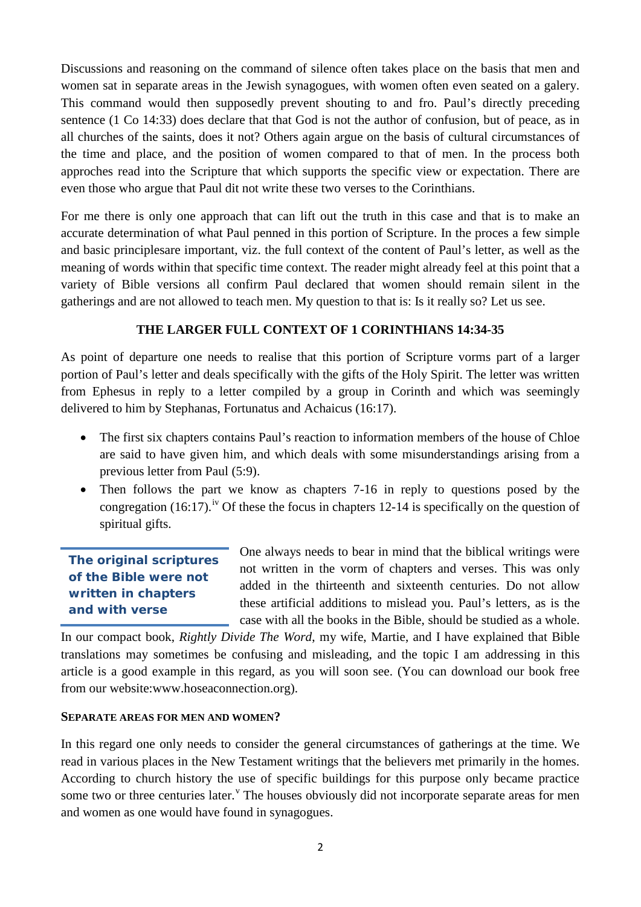Discussions and reasoning on the command of silence often takes place on the basis that men and women sat in separate areas in the Jewish synagogues, with women often even seated on a galery. This command would then supposedly prevent shouting to and fro. Paul's directly preceding sentence (1 Co 14:33) does declare that that God is not the author of confusion, but of peace, as in all churches of the saints, does it not? Others again argue on the basis of cultural circumstances of the time and place, and the position of women compared to that of men. In the process both approches read into the Scripture that which supports the specific view or expectation. There are even those who argue that Paul dit not write these two verses to the Corinthians.

For me there is only one approach that can lift out the truth in this case and that is to make an accurate determination of what Paul penned in this portion of Scripture. In the proces a few simple and basic principlesare important, viz. the full context of the content of Paul's letter, as well as the meaning of words within that specific time context. The reader might already feel at this point that a variety of Bible versions all confirm Paul declared that women should remain silent in the gatherings and are not allowed to teach men. My question to that is: Is it really so? Let us see.

**THE LARGER FULL CONTEXT OF 1 CORINTHIANS 14:34-35**

As point of departure one needs to realise that this portion of Scripture vorms part of a larger portion of Paul's letter and deals specifically with the gifts of the Holy Spirit. The letter was written from Ephesus in reply to a letter compiled by a group in Corinth and which was seemingly delivered to him by Stephanas, Fortunatus and Achaicus (16:17).

- The first six chapters contains Paul's reaction to information members of the house of Chloe are said to have given him, and which deals with some misunderstandings arising from a previous letter from Paul (5:9).
- Then follows the part we know as chapters 7-16 in reply to questions posed by the congregation (16:17).[iv] Of these the focus in chapters 12-14 is specifically on the question of spiritual gifts.

**The original scriptures of the Bible were not written in chapters and with verse**

One always needs to bear in mind that the biblical writings were not written in the vorm of chapters and verses. This was only added in the thirteenth and sixteenth centuries. Do not allow these artificial additions to mislead you. Paul's letters, as is the case with all the books in the Bible, should be studied as a whole. In our compact book, *Rightly Divide The Word*, my wife, Martie, and I have explained that Bible translations may sometimes be confusing and misleading, and the topic I am addressing in this article is a good example in this regard, as you will soon see. (You can download our book free from our website:www.hoseaconnection.org).

#### SEPARATE AREAS FOR MEN AND WOMEN?

In this regard one only needs to consider the general circumstances of gatherings at the time. We read in various places in the New Testament writings that the believers met primarily in the homes. According to church history the use of specific buildings for this purpose only became practice some two or three centuries later.[v] The houses obviously did not incorporate separate areas for men and women as one would have found in synagogues.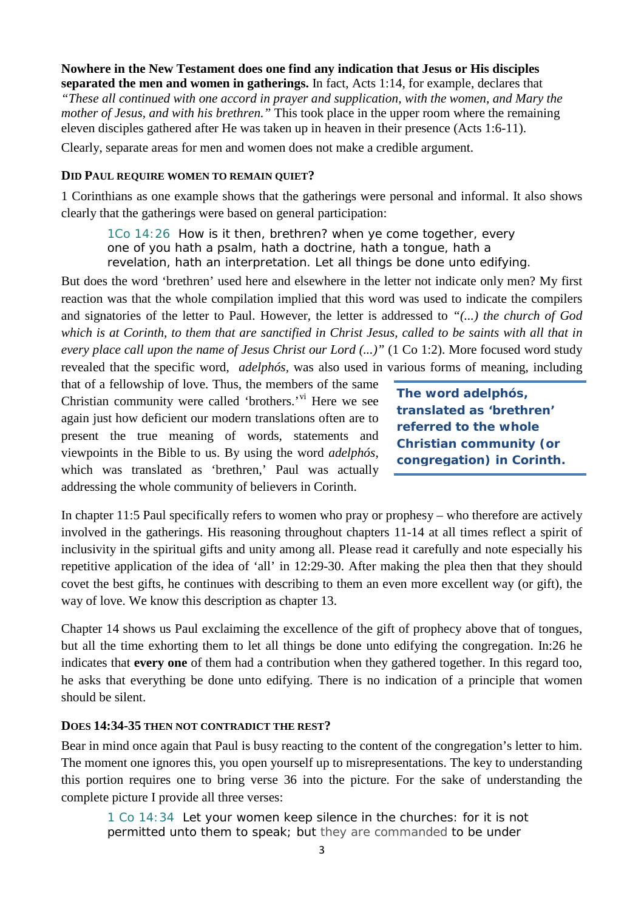**Nowhere in the New Testament does one find any indication that Jesus or His disciples separated the men and women in gatherings.** In fact, Acts 1:14, for example, declares that *"These all continued with one accord in prayer and supplication, with the women, and Mary the mother of Jesus, and with his brethren."* This took place in the upper room where the remaining eleven disciples gathered after He was taken up in heaven in their presence (Acts 1:6-11).

Clearly, separate areas for men and women does not make a credible argument.

### DID PAUL REQUIRE WOMEN TO REMAIN QUIET?

1 Corinthians as one example shows that the gatherings were personal and informal. It also shows clearly that the gatherings were based on general participation:

> 1Co 14:26 How is it then, brethren? when ye come together, every one of you hath a psalm, hath a doctrine, hath a tongue, hath a revelation, hath an interpretation. Let all things be done unto edifying.

But does the word 'brethren' used here and elsewhere in the letter not indicate only men? My first reaction was that the whole compilation implied that this word was used to indicate the compilers and signatories of the letter to Paul. However, the letter is addressed to *"(...) the church of God which is at Corinth, to them that are sanctified in Christ Jesus, called to be saints with all that in every place call upon the name of Jesus Christ our Lord (...)"* (1 Co 1:2). More focused word study revealed that the specific word, *adelphós*, was also used in various forms of meaning, including that of a fellowship of love. Thus, the members of the same Christian community were called 'brothers.'[vi] Here we see again just how deficient our modern translations often are to present the true meaning of words, statements and viewpoints in the Bible to us. By using the word *adelphós*, which was translated as 'brethren,' Paul was actually addressing the whole community of believers in Corinth.

> **The word adelphós, translated as 'brethren' referred to the whole Christian community (or congregation) in Corinth.**

In chapter 11:5 Paul specifically refers to women who pray or prophesy – who therefore are actively involved in the gatherings. His reasoning throughout chapters 11-14 at all times reflect a spirit of inclusivity in the spiritual gifts and unity among all. Please read it carefully and note especially his repetitive application of the idea of 'all' in 12:29-30. After making the plea then that they should covet the best gifts, he continues with describing to them an even more excellent way (or gift), the way of love. We know this description as chapter 13.

Chapter 14 shows us Paul exclaiming the excellence of the gift of prophecy above that of tongues, but all the time exhorting them to let all things be done unto edifying the congregation. In:26 he indicates that **every one** of them had a contribution when they gathered together. In this regard too, he asks that everything be done unto edifying. There is no indication of a principle that women should be silent.

### DOES 14:34-35 THEN NOT CONTRADICT THE REST?

Bear in mind once again that Paul is busy reacting to the content of the congregation's letter to him. The moment one ignores this, you open yourself up to misrepresentations. The key to understanding this portion requires one to bring verse 36 into the picture. For the sake of understanding the complete picture I provide all three verses:

> 1 Co 14:34 Let your women keep silence in the churches: for it is not permitted unto them to speak; but they are commanded to be under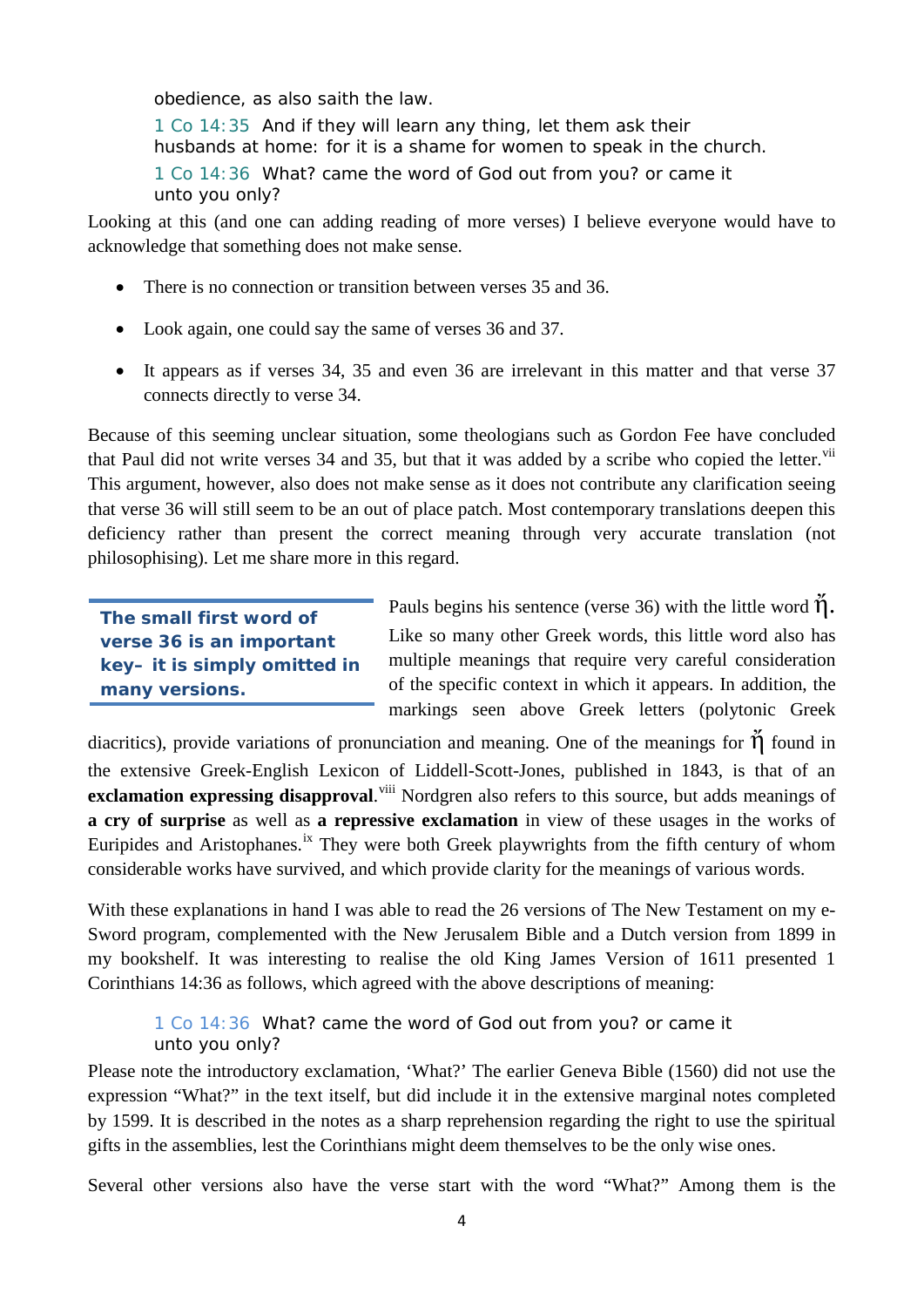obedience, as also saith the law.

1 Co 14:35 And if they will learn any thing, let them ask their husbands at home: for it is a shame for women to speak in the church.

1 Co 14:36 What? came the word of God out from you? or came it unto you only?

Looking at this (and one can adding reading of more verses) I believe everyone would have to acknowledge that something does not make sense.

- There is no connection or transition between verses 35 and 36.
- Look again, one could say the same of verses 36 and 37.
- It appears as if verses 34, 35 and even 36 are irrelevant in this matter and that verse 37 connects directly to verse 34.

Because of this seeming unclear situation, some theologians such as Gordon Fee have concluded that Paul did not write verses 34 and 35, but that it was added by a scribe who copied the letter.[vii] This argument, however, also does not make sense as it does not contribute any clarification seeing that verse 36 will still seem to be an out of place patch. Most contemporary translations deepen this deficiency rather than present the correct meaning through very accurate translation (not philosophising). Let me share more in this regard.

**The small first word of verse 36 is an important key– it is simply omitted in many versions.**

Pauls begins his sentence (verse 36) with the little word ἤ. Like so many other Greek words, this little word also has multiple meanings that require very careful consideration of the specific context in which it appears. In addition, the markings seen above Greek letters (polytonic Greek diacritics), provide variations of pronunciation and meaning. One of the meanings for ἤ found in the extensive Greek-English Lexicon of Liddell-Scott-Jones, published in 1843, is that of an **exclamation expressing disapproval**.[viii] Nordgren also refers to this source, but adds meanings of **a cry of surprise** as well as **a repressive exclamation** in view of these usages in the works of Euripides and Aristophanes.[ix] They were both Greek playwrights from the fifth century of whom considerable works have survived, and which provide clarity for the meanings of various words.

With these explanations in hand I was able to read the 26 versions of The New Testament on my e-Sword program, complemented with the New Jerusalem Bible and a Dutch version from 1899 in my bookshelf. It was interesting to realise the old King James Version of 1611 presented 1 Corinthians 14:36 as follows, which agreed with the above descriptions of meaning:

1 Co 14:36 What? came the word of God out from you? or came it unto you only?

Please note the introductory exclamation, 'What?' The earlier Geneva Bible (1560) did not use the expression "What?" in the text itself, but did include it in the extensive marginal notes completed by 1599. It is described in the notes as a sharp reprehension regarding the right to use the spiritual gifts in the assemblies, lest the Corinthians might deem themselves to be the only wise ones.

Several other versions also have the verse start with the word "What?" Among them is the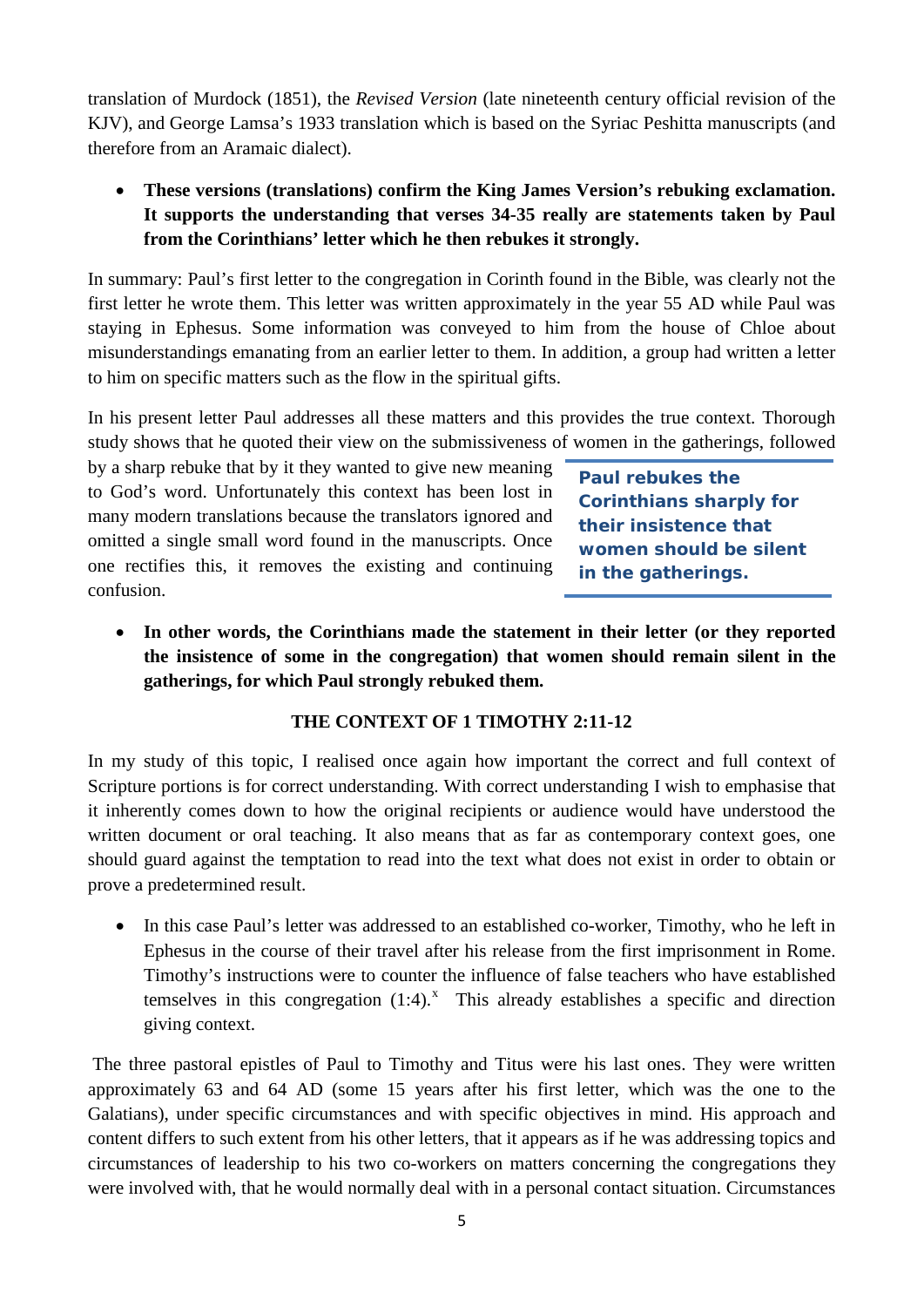translation of Murdock (1851), the *Revised Version* (late nineteenth century official revision of the KJV), and George Lamsa's 1933 translation which is based on the Syriac Peshitta manuscripts (and therefore from an Aramaic dialect).

- **These versions (translations) confirm the King James Version's rebuking exclamation. It supports the understanding that verses 34-35 really are statements taken by Paul from the Corinthians' letter which he then rebukes it strongly.**

In summary: Paul's first letter to the congregation in Corinth found in the Bible, was clearly not the first letter he wrote them. This letter was written approximately in the year 55 AD while Paul was staying in Ephesus. Some information was conveyed to him from the house of Chloe about misunderstandings emanating from an earlier letter to them. In addition, a group had written a letter to him on specific matters such as the flow in the spiritual gifts.

In his present letter Paul addresses all these matters and this provides the true context. Thorough study shows that he quoted their view on the submissiveness of women in the gatherings, followed by a sharp rebuke that by it they wanted to give new meaning to God's word. Unfortunately this context has been lost in many modern translations because the translators ignored and omitted a single small word found in the manuscripts. Once one rectifies this, it removes the existing and continuing confusion.

**Paul rebukes the Corinthians sharply for their insistence that women should be silent in the gatherings.**

- **In other words, the Corinthians made the statement in their letter (or they reported the insistence of some in the congregation) that women should remain silent in the gatherings, for which Paul strongly rebuked them.**

## THE CONTEXT OF 1 TIMOTHY 2:11-12

In my study of this topic, I realised once again how important the correct and full context of Scripture portions is for correct understanding. With correct understanding I wish to emphasise that it inherently comes down to how the original recipients or audience would have understood the written document or oral teaching. It also means that as far as contemporary context goes, one should guard against the temptation to read into the text what does not exist in order to obtain or prove a predetermined result.

- In this case Paul's letter was addressed to an established co-worker, Timothy, who he left in Ephesus in the course of their travel after his release from the first imprisonment in Rome. Timothy's instructions were to counter the influence of false teachers who have established temselves in this congregation (1:4).[x] This already establishes a specific and direction giving context.

The three pastoral epistles of Paul to Timothy and Titus were his last ones. They were written approximately 63 and 64 AD (some 15 years after his first letter, which was the one to the Galatians), under specific circumstances and with specific objectives in mind. His approach and content differs to such extent from his other letters, that it appears as if he was addressing topics and circumstances of leadership to his two co-workers on matters concerning the congregations they were involved with, that he would normally deal with in a personal contact situation. Circumstances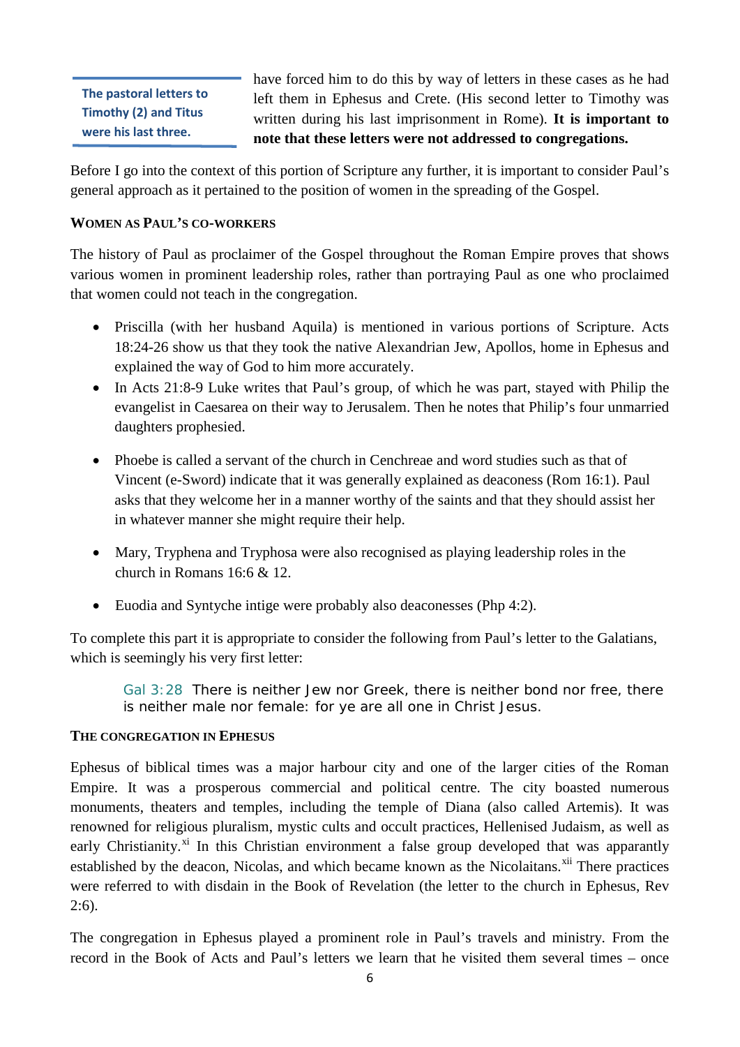**The pastoral letters to Timothy (2) and Titus were his last three.**

have forced him to do this by way of letters in these cases as he had left them in Ephesus and Crete. (His second letter to Timothy was written during his last imprisonment in Rome). **It is important to note that these letters were not addressed to congregations.**

Before I go into the context of this portion of Scripture any further, it is important to consider Paul's general approach as it pertained to the position of women in the spreading of the Gospel.

#### WOMEN AS PAUL'S CO-WORKERS

The history of Paul as proclaimer of the Gospel throughout the Roman Empire proves that shows various women in prominent leadership roles, rather than portraying Paul as one who proclaimed that women could not teach in the congregation.

- Priscilla (with her husband Aquila) is mentioned in various portions of Scripture. Acts 18:24-26 show us that they took the native Alexandrian Jew, Apollos, home in Ephesus and explained the way of God to him more accurately.
- In Acts 21:8-9 Luke writes that Paul's group, of which he was part, stayed with Philip the evangelist in Caesarea on their way to Jerusalem. Then he notes that Philip's four unmarried daughters prophesied.
- Phoebe is called a servant of the church in Cenchreae and word studies such as that of Vincent (e-Sword) indicate that it was generally explained as deaconess (Rom 16:1). Paul asks that they welcome her in a manner worthy of the saints and that they should assist her in whatever manner she might require their help.
- Mary, Tryphena and Tryphosa were also recognised as playing leadership roles in the church in Romans 16:6 & 12.
- Euodia and Syntyche intige were probably also deaconesses (Php 4:2).

To complete this part it is appropriate to consider the following from Paul's letter to the Galatians, which is seemingly his very first letter:

> Gal 3:28 There is neither Jew nor Greek, there is neither bond nor free, there is neither male nor female: for ye are all one in Christ Jesus.

#### THE CONGREGATION IN EPHESUS

Ephesus of biblical times was a major harbour city and one of the larger cities of the Roman Empire. It was a prosperous commercial and political centre. The city boasted numerous monuments, theaters and temples, including the temple of Diana (also called Artemis). It was renowned for religious pluralism, mystic cults and occult practices, Hellenised Judaism, as well as early Christianity.[xi] In this Christian environment a false group developed that was apparantly established by the deacon, Nicolas, and which became known as the Nicolaitans.[xii] There practices were referred to with disdain in the Book of Revelation (the letter to the church in Ephesus, Rev 2:6).

The congregation in Ephesus played a prominent role in Paul's travels and ministry. From the record in the Book of Acts and Paul's letters we learn that he visited them several times – once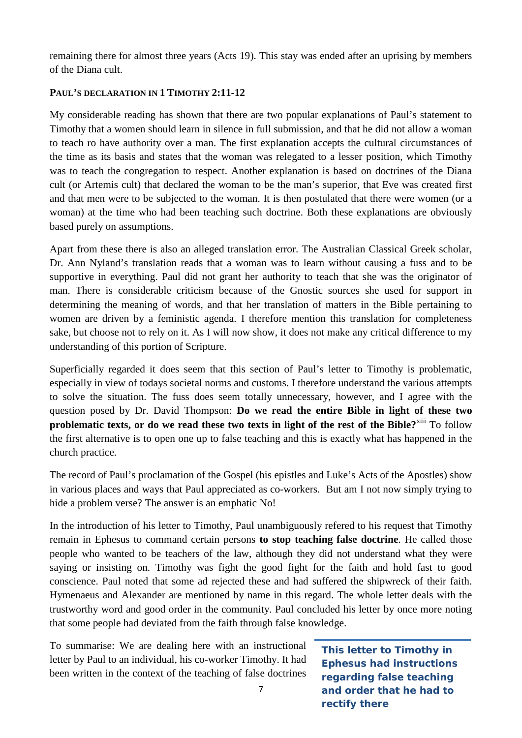remaining there for almost three years (Acts 19). This stay was ended after an uprising by members of the Diana cult.

### PAUL'S DECLARATION IN 1 TIMOTHY 2:11-12

My considerable reading has shown that there are two popular explanations of Paul's statement to Timothy that a women should learn in silence in full submission, and that he did not allow a woman to teach ro have authority over a man. The first explanation accepts the cultural circumstances of the time as its basis and states that the woman was relegated to a lesser position, which Timothy was to teach the congregation to respect. Another explanation is based on doctrines of the Diana cult (or Artemis cult) that declared the woman to be the man's superior, that Eve was created first and that men were to be subjected to the woman. It is then postulated that there were women (or a woman) at the time who had been teaching such doctrine. Both these explanations are obviously based purely on assumptions.

Apart from these there is also an alleged translation error. The Australian Classical Greek scholar, Dr. Ann Nyland's translation reads that a woman was to learn without causing a fuss and to be supportive in everything. Paul did not grant her authority to teach that she was the originator of man. There is considerable criticism because of the Gnostic sources she used for support in determining the meaning of words, and that her translation of matters in the Bible pertaining to women are driven by a feministic agenda. I therefore mention this translation for completeness sake, but choose not to rely on it. As I will now show, it does not make any critical difference to my understanding of this portion of Scripture.

Superficially regarded it does seem that this section of Paul's letter to Timothy is problematic, especially in view of todays societal norms and customs. I therefore understand the various attempts to solve the situation. The fuss does seem totally unnecessary, however, and I agree with the question posed by Dr. David Thompson: **Do we read the entire Bible in light of these two problematic texts, or do we read these two texts in light of the rest of the Bible?**[xiii] To follow the first alternative is to open one up to false teaching and this is exactly what has happened in the church practice.

The record of Paul's proclamation of the Gospel (his epistles and Luke's Acts of the Apostles) show in various places and ways that Paul appreciated as co-workers. But am I not now simply trying to hide a problem verse? The answer is an emphatic No!

In the introduction of his letter to Timothy, Paul unambiguously refered to his request that Timothy remain in Ephesus to command certain persons **to stop teaching false doctrine**. He called those people who wanted to be teachers of the law, although they did not understand what they were saying or insisting on. Timothy was fight the good fight for the faith and hold fast to good conscience. Paul noted that some ad rejected these and had suffered the shipwreck of their faith. Hymenaeus and Alexander are mentioned by name in this regard. The whole letter deals with the trustworthy word and good order in the community. Paul concluded his letter by once more noting that some people had deviated from the faith through false knowledge.

**This letter to Timothy in Ephesus had instructions regarding false teaching and order that he had to rectify there**

To summarise: We are dealing here with an instructional letter by Paul to an individual, his co-worker Timothy. It had been written in the context of the teaching of false doctrines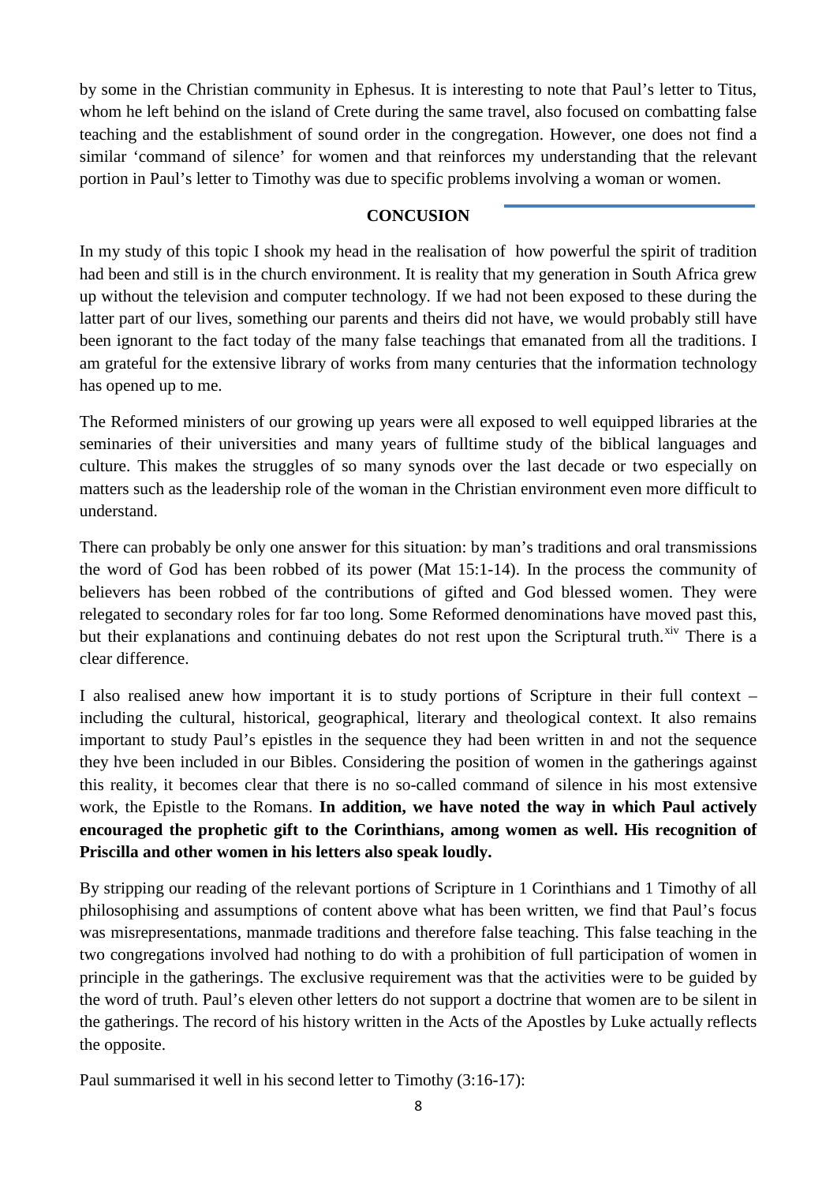by some in the Christian community in Ephesus. It is interesting to note that Paul's letter to Titus, whom he left behind on the island of Crete during the same travel, also focused on combatting false teaching and the establishment of sound order in the congregation. However, one does not find a similar 'command of silence' for women and that reinforces my understanding that the relevant portion in Paul's letter to Timothy was due to specific problems involving a woman or women.

## CONCUSION

In my study of this topic I shook my head in the realisation of how powerful the spirit of tradition had been and still is in the church environment. It is reality that my generation in South Africa grew up without the television and computer technology. If we had not been exposed to these during the latter part of our lives, something our parents and theirs did not have, we would probably still have been ignorant to the fact today of the many false teachings that emanated from all the traditions. I am grateful for the extensive library of works from many centuries that the information technology has opened up to me.

The Reformed ministers of our growing up years were all exposed to well equipped libraries at the seminaries of their universities and many years of fulltime study of the biblical languages and culture. This makes the struggles of so many synods over the last decade or two especially on matters such as the leadership role of the woman in the Christian environment even more difficult to understand.

There can probably be only one answer for this situation: by man's traditions and oral transmissions the word of God has been robbed of its power (Mat 15:1-14). In the process the community of believers has been robbed of the contributions of gifted and God blessed women. They were relegated to secondary roles for far too long. Some Reformed denominations have moved past this, but their explanations and continuing debates do not rest upon the Scriptural truth.[xiv] There is a clear difference.

I also realised anew how important it is to study portions of Scripture in their full context – including the cultural, historical, geographical, literary and theological context. It also remains important to study Paul's epistles in the sequence they had been written in and not the sequence they hve been included in our Bibles. Considering the position of women in the gatherings against this reality, it becomes clear that there is no so-called command of silence in his most extensive work, the Epistle to the Romans. **In addition, we have noted the way in which Paul actively encouraged the prophetic gift to the Corinthians, among women as well. His recognition of Priscilla and other women in his letters also speak loudly.**

By stripping our reading of the relevant portions of Scripture in 1 Corinthians and 1 Timothy of all philosophising and assumptions of content above what has been written, we find that Paul's focus was misrepresentations, manmade traditions and therefore false teaching. This false teaching in the two congregations involved had nothing to do with a prohibition of full participation of women in principle in the gatherings. The exclusive requirement was that the activities were to be guided by the word of truth. Paul's eleven other letters do not support a doctrine that women are to be silent in the gatherings. The record of his history written in the Acts of the Apostles by Luke actually reflects the opposite.

Paul summarised it well in his second letter to Timothy (3:16-17):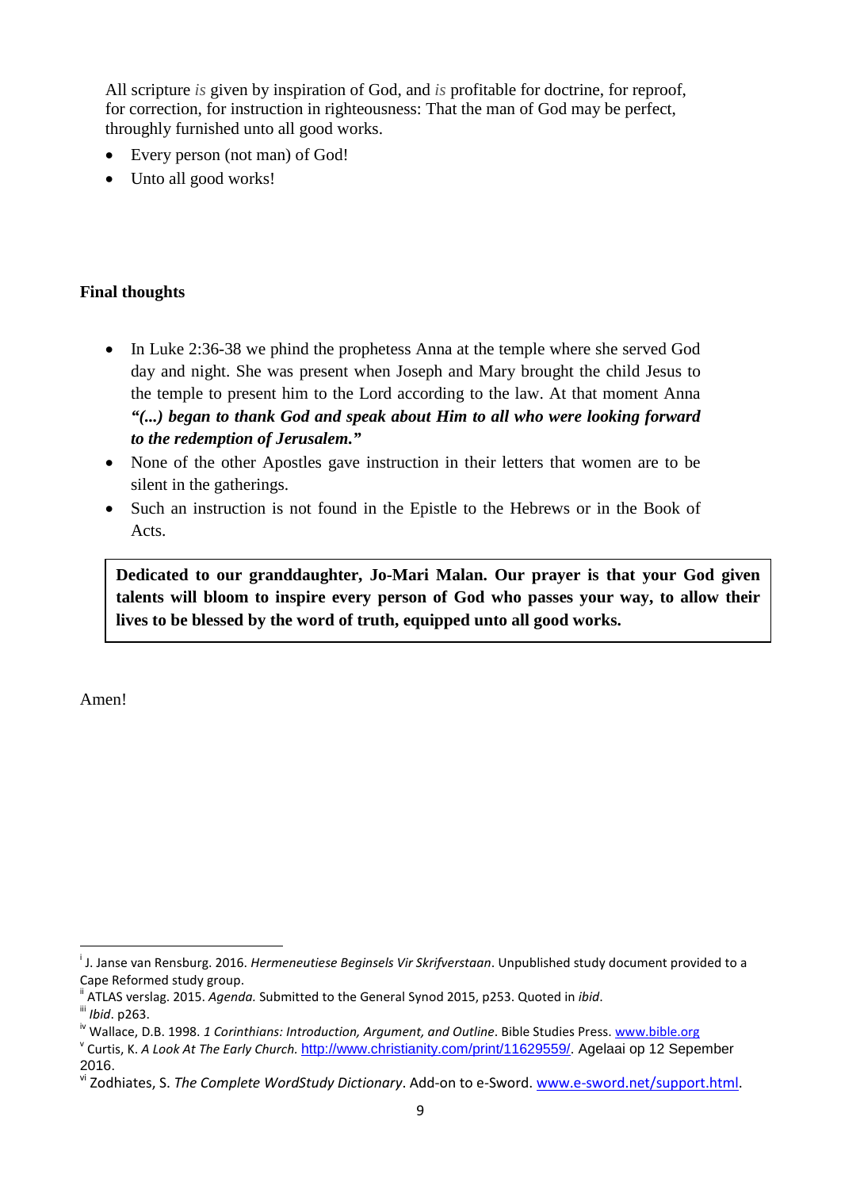All scripture *is* given by inspiration of God, and *is* profitable for doctrine, for reproof, for correction, for instruction in righteousness: That the man of God may be perfect, throughly furnished unto all good works.

- Every person (not man) of God!
- Unto all good works!

**Final thoughts**

- In Luke 2:36-38 we phind the prophetess Anna at the temple where she served God day and night. She was present when Joseph and Mary brought the child Jesus to the temple to present him to the Lord according to the law. At that moment Anna ***"(...) began to thank God and speak about Him to all who were looking forward to the redemption of Jerusalem."***
- None of the other Apostles gave instruction in their letters that women are to be silent in the gatherings.
- Such an instruction is not found in the Epistle to the Hebrews or in the Book of Acts.

**Dedicated to our granddaughter, Jo-Mari Malan. Our prayer is that your God given talents will bloom to inspire every person of God who passes your way, to allow their lives to be blessed by the word of truth, equipped unto all good works.**

Amen!

---

[i] J. Janse van Rensburg. 2016. *Hermeneutiese Beginsels Vir Skrifverstaan*. Unpublished study document provided to a Cape Reformed study group.

[ii] ATLAS verslag. 2015. *Agenda.* Submitted to the General Synod 2015, p253. Quoted in *ibid*.

[iii] *Ibid*. p263.

[iv] Wallace, D.B. 1998. *1 Corinthians: Introduction, Argument, and Outline*. Bible Studies Press. www.bible.org

[v] Curtis, K. *A Look At The Early Church.* http://www.christianity.com/print/11629559/. Agelaai op 12 Sepember 2016.

[vi] Zodhiates, S. *The Complete WordStudy Dictionary*. Add-on to e-Sword. www.e-sword.net/support.html.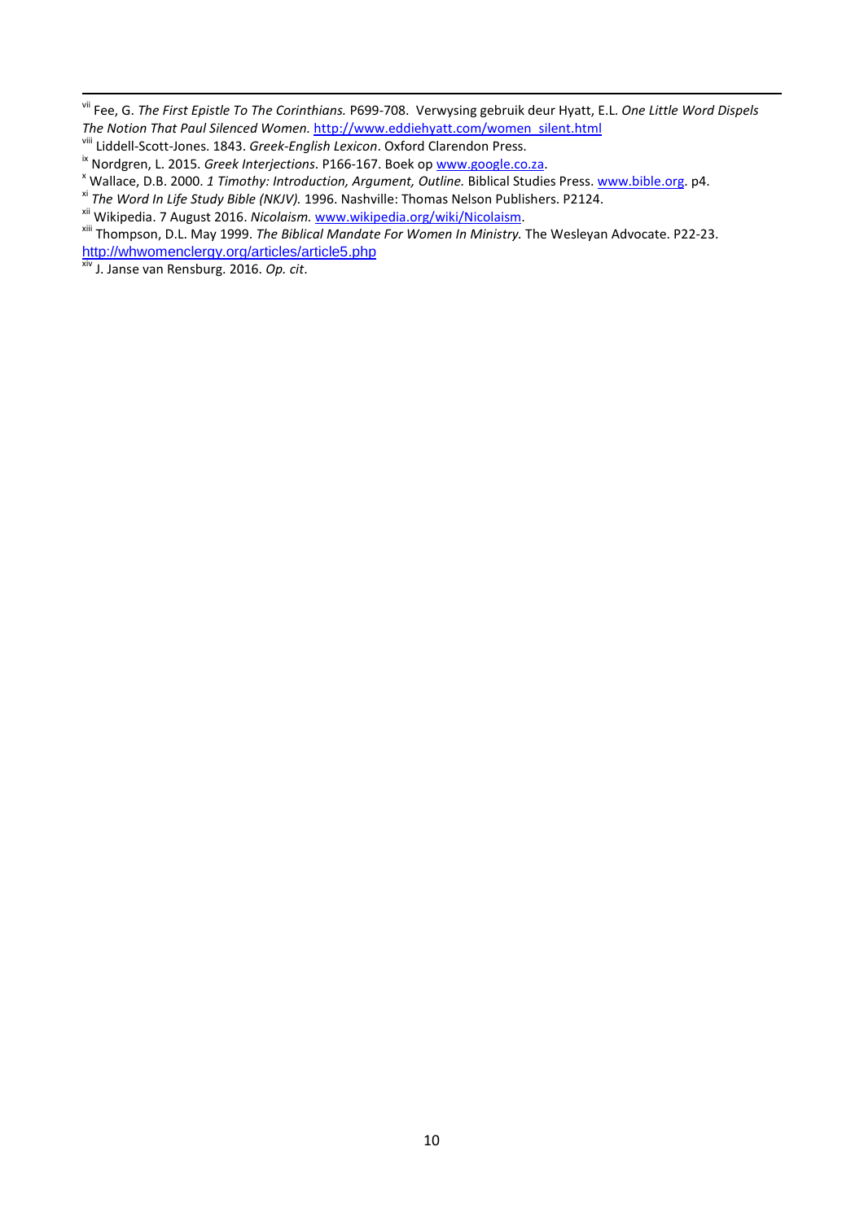[vii] Fee, G. *The First Epistle To The Corinthians.* P699-708. Verwysing gebruik deur Hyatt, E.L. *One Little Word Dispels The Notion That Paul Silenced Women.* http://www.eddiehyatt.com/women_silent.html

[viii] Liddell-Scott-Jones. 1843. *Greek-English Lexicon*. Oxford Clarendon Press.

[ix] Nordgren, L. 2015. *Greek Interjections*. P166-167. Boek op www.google.co.za.

[x] Wallace, D.B. 2000. *1 Timothy: Introduction, Argument, Outline.* Biblical Studies Press. www.bible.org. p4.

[xi] *The Word In Life Study Bible (NKJV).* 1996. Nashville: Thomas Nelson Publishers. P2124.

[xii] Wikipedia. 7 August 2016. *Nicolaism.* www.wikipedia.org/wiki/Nicolaism.

[xiii] Thompson, D.L. May 1999. *The Biblical Mandate For Women In Ministry.* The Wesleyan Advocate. P22-23. http://whwomenclergy.org/articles/article5.php

[xiv] J. Janse van Rensburg. 2016. *Op. cit*.